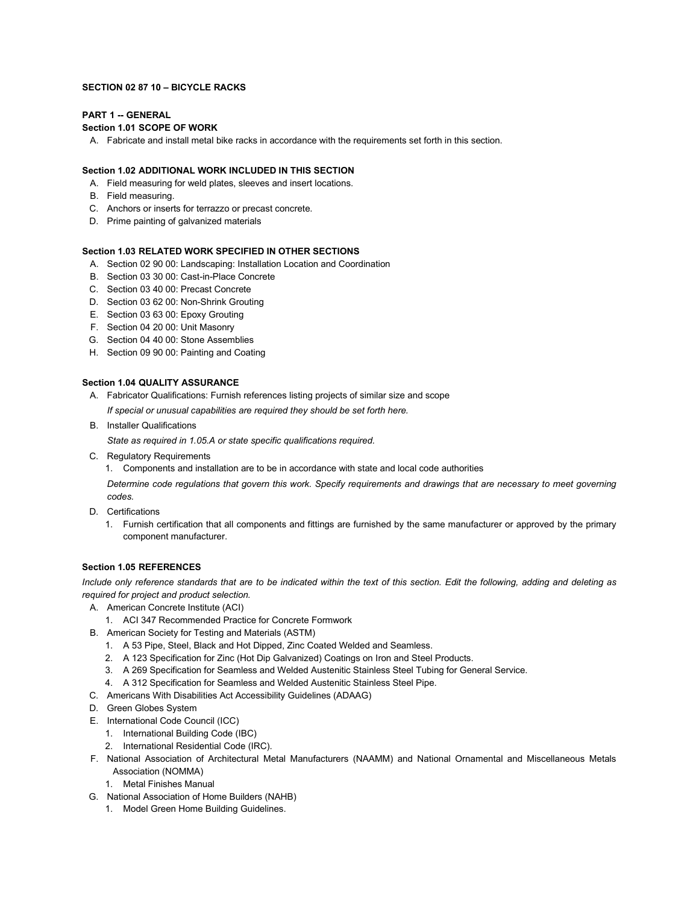**SECTION 02 87 10 – BICYCLE RACKS**

**PART 1 -- GENERAL**

**Section 1.01 SCOPE OF WORK**

A. Fabricate and install metal bike racks in accordance with the requirements set forth in this section.

**Section 1.02 ADDITIONAL WORK INCLUDED IN THIS SECTION**

A. Field measuring for weld plates, sleeves and insert locations.
B. Field measuring.
C. Anchors or inserts for terrazzo or precast concrete.
D. Prime painting of galvanized materials

**Section 1.03 RELATED WORK SPECIFIED IN OTHER SECTIONS**

A. Section 02 90 00: Landscaping: Installation Location and Coordination
B. Section 03 30 00: Cast-in-Place Concrete
C. Section 03 40 00: Precast Concrete
D. Section 03 62 00: Non-Shrink Grouting
E. Section 03 63 00: Epoxy Grouting
F. Section 04 20 00: Unit Masonry
G. Section 04 40 00: Stone Assemblies
H. Section 09 90 00: Painting and Coating

**Section 1.04 QUALITY ASSURANCE**

A. Fabricator Qualifications: Furnish references listing projects of similar size and scope

   *If special or unusual capabilities are required they should be set forth here.*

B. Installer Qualifications

   *State as required in 1.05.A or state specific qualifications required.*

C. Regulatory Requirements
   1. Components and installation are to be in accordance with state and local code authorities

   *Determine code regulations that govern this work. Specify requirements and drawings that are necessary to meet governing codes.*

D. Certifications
   1. Furnish certification that all components and fittings are furnished by the same manufacturer or approved by the primary component manufacturer.

**Section 1.05 REFERENCES**

*Include only reference standards that are to be indicated within the text of this section. Edit the following, adding and deleting as required for project and product selection.*

A. American Concrete Institute (ACI)
   1. ACI 347 Recommended Practice for Concrete Formwork
B. American Society for Testing and Materials (ASTM)
   1. A 53 Pipe, Steel, Black and Hot Dipped, Zinc Coated Welded and Seamless.
   2. A 123 Specification for Zinc (Hot Dip Galvanized) Coatings on Iron and Steel Products.
   3. A 269 Specification for Seamless and Welded Austenitic Stainless Steel Tubing for General Service.
   4. A 312 Specification for Seamless and Welded Austenitic Stainless Steel Pipe.
C. Americans With Disabilities Act Accessibility Guidelines (ADAAG)
D. Green Globes System
E. International Code Council (ICC)
   1. International Building Code (IBC)
   2. International Residential Code (IRC).
F. National Association of Architectural Metal Manufacturers (NAAMM) and National Ornamental and Miscellaneous Metals Association (NOMMA)
   1. Metal Finishes Manual
G. National Association of Home Builders (NAHB)
   1. Model Green Home Building Guidelines.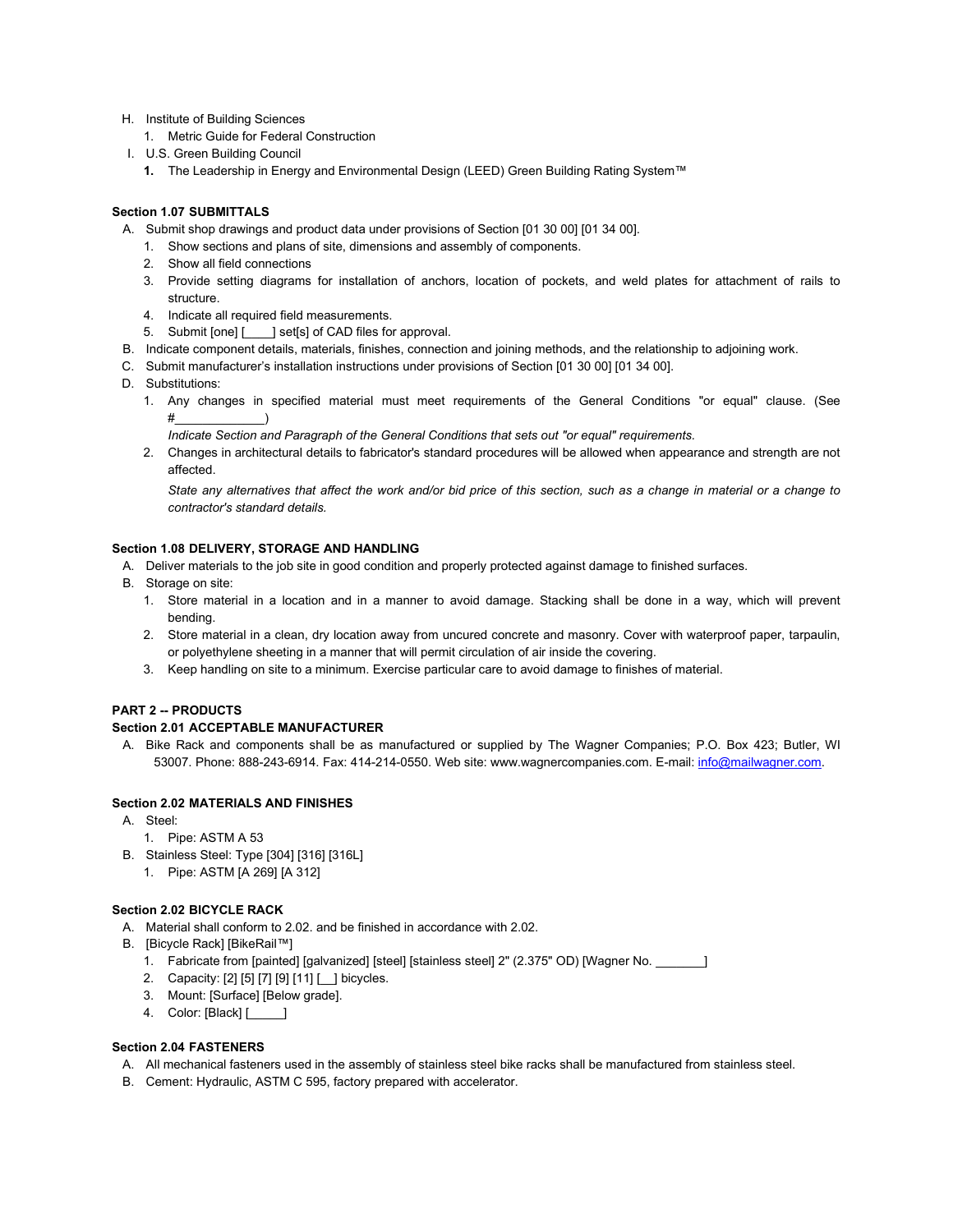H. Institute of Building Sciences
   1. Metric Guide for Federal Construction
I. U.S. Green Building Council
   1. The Leadership in Energy and Environmental Design (LEED) Green Building Rating System™

### Section 1.07 SUBMITTALS

A. Submit shop drawings and product data under provisions of Section [01 30 00] [01 34 00].
   1. Show sections and plans of site, dimensions and assembly of components.
   2. Show all field connections
   3. Provide setting diagrams for installation of anchors, location of pockets, and weld plates for attachment of rails to structure.
   4. Indicate all required field measurements.
   5. Submit [one] [____] set[s] of CAD files for approval.
B. Indicate component details, materials, finishes, connection and joining methods, and the relationship to adjoining work.
C. Submit manufacturer's installation instructions under provisions of Section [01 30 00] [01 34 00].
D. Substitutions:
   1. Any changes in specified material must meet requirements of the General Conditions "or equal" clause. (See #_____________)
      *Indicate Section and Paragraph of the General Conditions that sets out "or equal" requirements.*
   2. Changes in architectural details to fabricator's standard procedures will be allowed when appearance and strength are not affected.
      *State any alternatives that affect the work and/or bid price of this section, such as a change in material or a change to contractor's standard details.*

### Section 1.08 DELIVERY, STORAGE AND HANDLING

A. Deliver materials to the job site in good condition and properly protected against damage to finished surfaces.
B. Storage on site:
   1. Store material in a location and in a manner to avoid damage. Stacking shall be done in a way, which will prevent bending.
   2. Store material in a clean, dry location away from uncured concrete and masonry. Cover with waterproof paper, tarpaulin, or polyethylene sheeting in a manner that will permit circulation of air inside the covering.
   3. Keep handling on site to a minimum. Exercise particular care to avoid damage to finishes of material.

## PART 2 -- PRODUCTS

### Section 2.01 ACCEPTABLE MANUFACTURER

A. Bike Rack and components shall be as manufactured or supplied by The Wagner Companies; P.O. Box 423; Butler, WI 53007. Phone: 888-243-6914. Fax: 414-214-0550. Web site: www.wagnercompanies.com. E-mail: info@mailwagner.com.

### Section 2.02 MATERIALS AND FINISHES

A. Steel:
   1. Pipe: ASTM A 53
B. Stainless Steel: Type [304] [316] [316L]
   1. Pipe: ASTM [A 269] [A 312]

### Section 2.02 BICYCLE RACK

A. Material shall conform to 2.02. and be finished in accordance with 2.02.
B. [Bicycle Rack] [BikeRail™]
   1. Fabricate from [painted] [galvanized] [steel] [stainless steel] 2" (2.375" OD) [Wagner No. _______]
   2. Capacity: [2] [5] [7] [9] [11] [__] bicycles.
   3. Mount: [Surface] [Below grade].
   4. Color: [Black] [_____]

### Section 2.04 FASTENERS

A. All mechanical fasteners used in the assembly of stainless steel bike racks shall be manufactured from stainless steel.
B. Cement: Hydraulic, ASTM C 595, factory prepared with accelerator.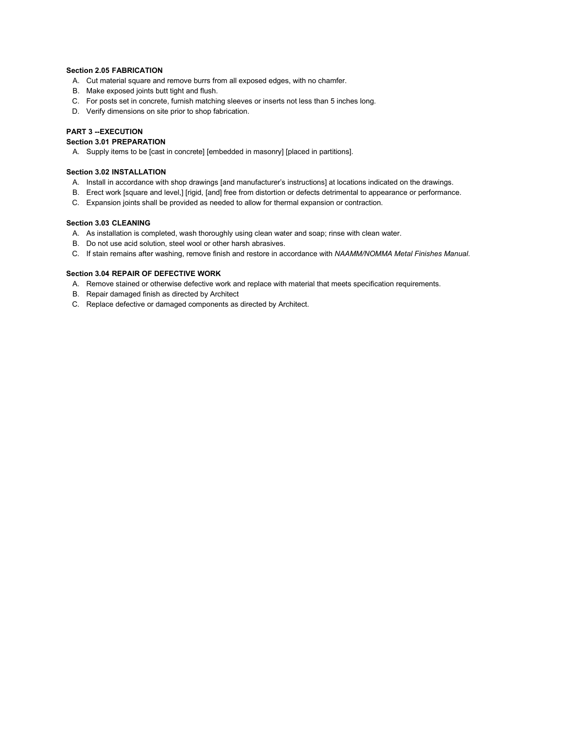**Section 2.05 FABRICATION**

A. Cut material square and remove burrs from all exposed edges, with no chamfer.
B. Make exposed joints butt tight and flush.
C. For posts set in concrete, furnish matching sleeves or inserts not less than 5 inches long.
D. Verify dimensions on site prior to shop fabrication.

**PART 3 --EXECUTION**

**Section 3.01 PREPARATION**

A. Supply items to be [cast in concrete] [embedded in masonry] [placed in partitions].

**Section 3.02 INSTALLATION**

A. Install in accordance with shop drawings [and manufacturer's instructions] at locations indicated on the drawings.
B. Erect work [square and level,] [rigid, [and] free from distortion or defects detrimental to appearance or performance.
C. Expansion joints shall be provided as needed to allow for thermal expansion or contraction.

**Section 3.03 CLEANING**

A. As installation is completed, wash thoroughly using clean water and soap; rinse with clean water.
B. Do not use acid solution, steel wool or other harsh abrasives.
C. If stain remains after washing, remove finish and restore in accordance with *NAAMM/NOMMA Metal Finishes Manual*.

**Section 3.04 REPAIR OF DEFECTIVE WORK**

A. Remove stained or otherwise defective work and replace with material that meets specification requirements.
B. Repair damaged finish as directed by Architect
C. Replace defective or damaged components as directed by Architect.